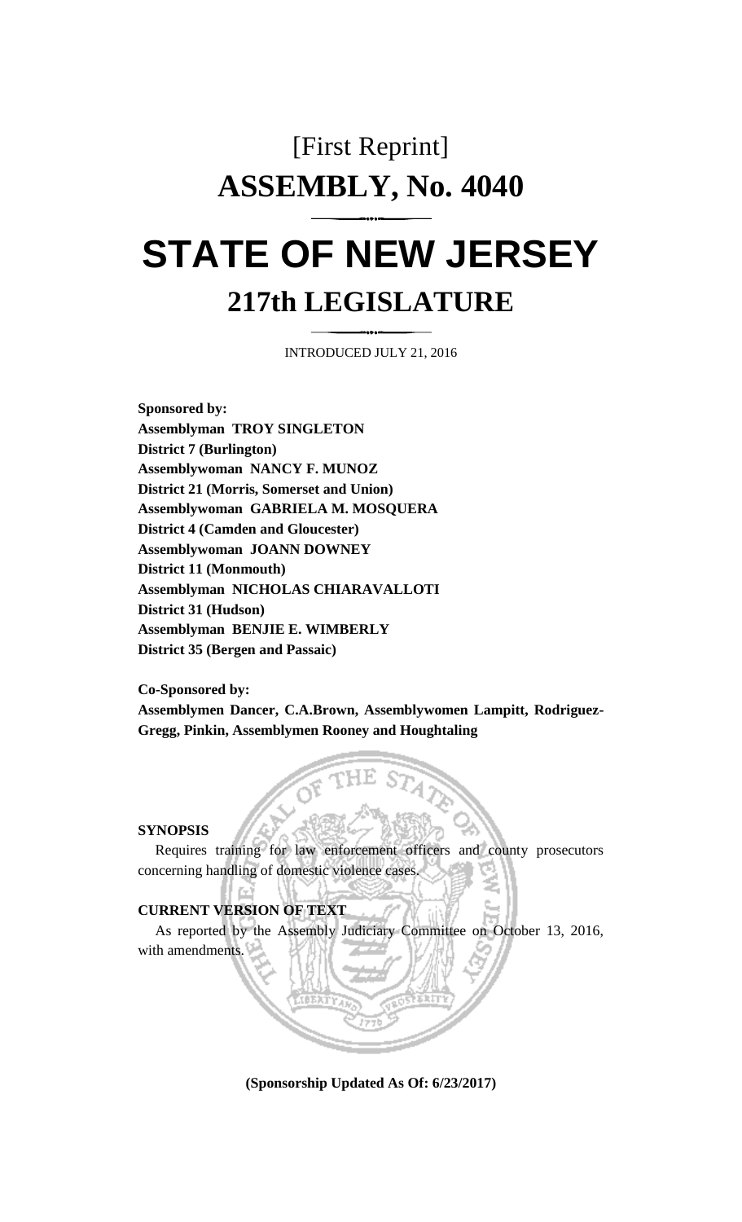# [First Reprint]

# ASSEMBLY, No. 4040

# STATE OF NEW JERSEY

## 217th LEGISLATURE

INTRODUCED JULY 21, 2016

**Sponsored by:**
**Assemblyman TROY SINGLETON**
**District 7 (Burlington)**
**Assemblywoman NANCY F. MUNOZ**
**District 21 (Morris, Somerset and Union)**
**Assemblywoman GABRIELA M. MOSQUERA**
**District 4 (Camden and Gloucester)**
**Assemblywoman JOANN DOWNEY**
**District 11 (Monmouth)**
**Assemblyman NICHOLAS CHIARAVALLOTI**
**District 31 (Hudson)**
**Assemblyman BENJIE E. WIMBERLY**
**District 35 (Bergen and Passaic)**

**Co-Sponsored by:**
**Assemblymen Dancer, C.A.Brown, Assemblywomen Lampitt, Rodriguez-Gregg, Pinkin, Assemblymen Rooney and Houghtaling**

**SYNOPSIS**

Requires training for law enforcement officers and county prosecutors concerning handling of domestic violence cases.

**CURRENT VERSION OF TEXT**

As reported by the Assembly Judiciary Committee on October 13, 2016, with amendments.

**(Sponsorship Updated As Of: 6/23/2017)**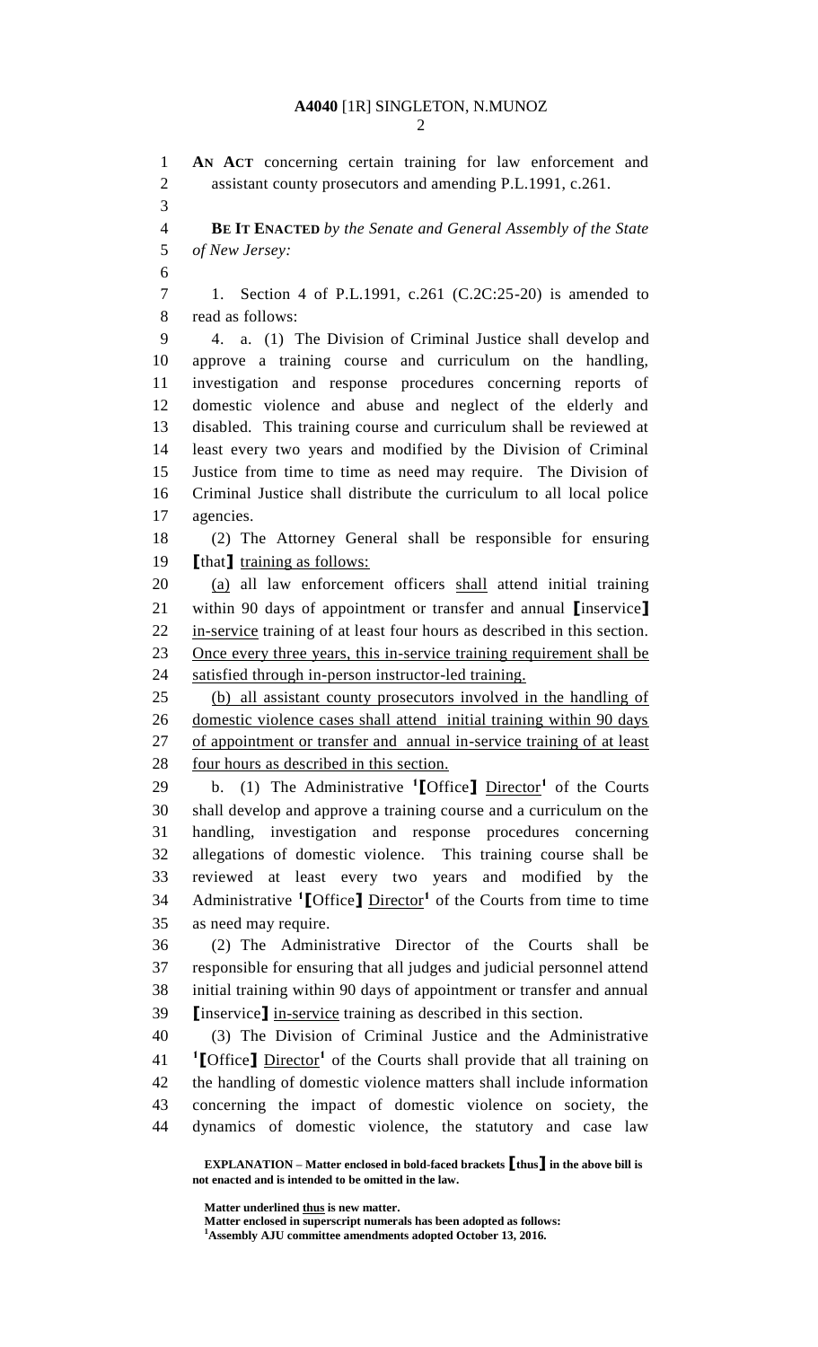**A4040** [1R] SINGLETON, N.MUNOZ

**AN ACT** concerning certain training for law enforcement and assistant county prosecutors and amending P.L.1991, c.261.

**BE IT ENACTED** *by the Senate and General Assembly of the State of New Jersey:*

1. Section 4 of P.L.1991, c.261 (C.2C:25-20) is amended to read as follows:

4. a. (1) The Division of Criminal Justice shall develop and approve a training course and curriculum on the handling, investigation and response procedures concerning reports of domestic violence and abuse and neglect of the elderly and disabled. This training course and curriculum shall be reviewed at least every two years and modified by the Division of Criminal Justice from time to time as need may require. The Division of Criminal Justice shall distribute the curriculum to all local police agencies.

(2) The Attorney General shall be responsible for ensuring **[**that**]** <u>training as follows:</u>

<u>(a)</u> all law enforcement officers <u>shall</u> attend initial training within 90 days of appointment or transfer and annual **[**inservice**]** <u>in-service</u> training of at least four hours as described in this section. <u>Once every three years, this in-service training requirement shall be satisfied through in-person instructor-led training.</u>

<u>(b) all assistant county prosecutors involved in the handling of domestic violence cases shall attend initial training within 90 days of appointment or transfer and annual in-service training of at least four hours as described in this section.</u>

b. (1) The Administrative [1]**[**Office**]** <u>Director</u>[1] of the Courts shall develop and approve a training course and a curriculum on the handling, investigation and response procedures concerning allegations of domestic violence. This training course shall be reviewed at least every two years and modified by the Administrative [1]**[**Office**]** <u>Director</u>[1] of the Courts from time to time as need may require.

(2) The Administrative Director of the Courts shall be responsible for ensuring that all judges and judicial personnel attend initial training within 90 days of appointment or transfer and annual **[**inservice**]** <u>in-service</u> training as described in this section.

(3) The Division of Criminal Justice and the Administrative [1]**[**Office**]** <u>Director</u>[1] of the Courts shall provide that all training on the handling of domestic violence matters shall include information concerning the impact of domestic violence on society, the dynamics of domestic violence, the statutory and case law

---

**EXPLANATION – Matter enclosed in bold-faced brackets [thus] in the above bill is not enacted and is intended to be omitted in the law.**

**Matter underlined <u>thus</u> is new matter.**
**Matter enclosed in superscript numerals has been adopted as follows:**
[1]**Assembly AJU committee amendments adopted October 13, 2016.**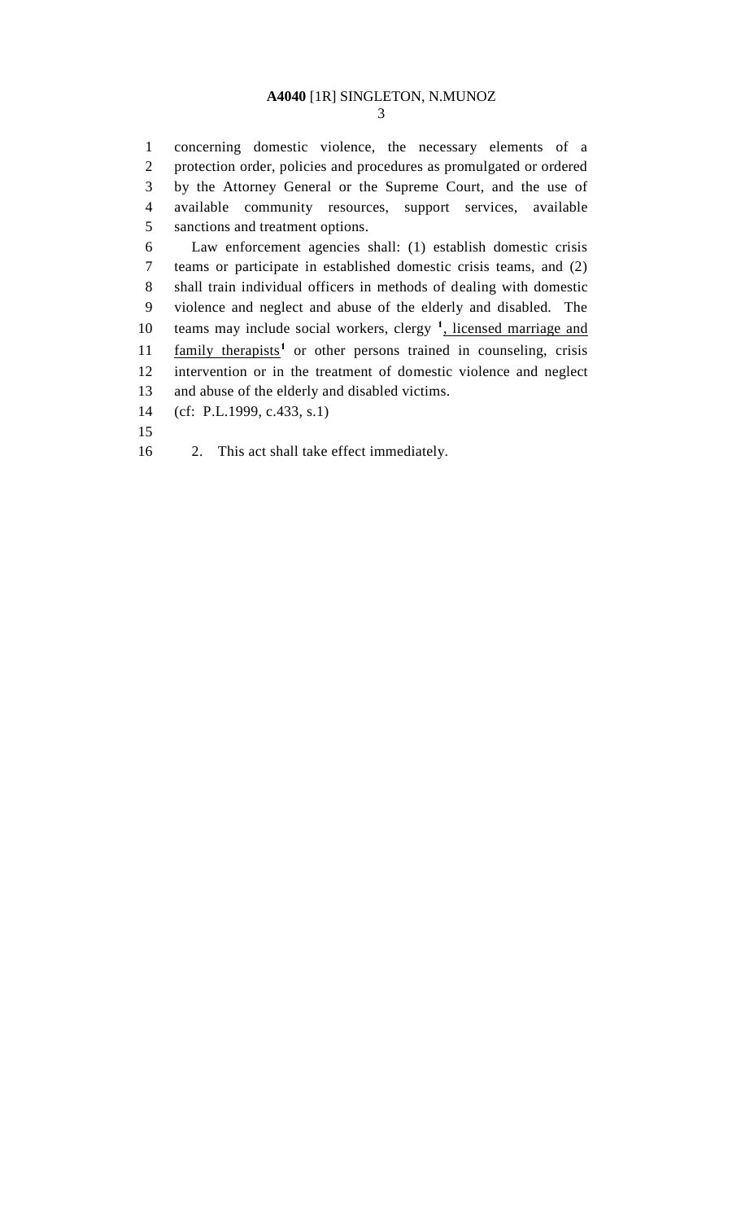concerning domestic violence, the necessary elements of a protection order, policies and procedures as promulgated or ordered by the Attorney General or the Supreme Court, and the use of available community resources, support services, available sanctions and treatment options.

Law enforcement agencies shall: (1) establish domestic crisis teams or participate in established domestic crisis teams, and (2) shall train individual officers in methods of dealing with domestic violence and neglect and abuse of the elderly and disabled. The teams may include social workers, clergy [1], licensed marriage and family therapists[1] or other persons trained in counseling, crisis intervention or in the treatment of domestic violence and neglect and abuse of the elderly and disabled victims.

(cf: P.L.1999, c.433, s.1)

2. This act shall take effect immediately.